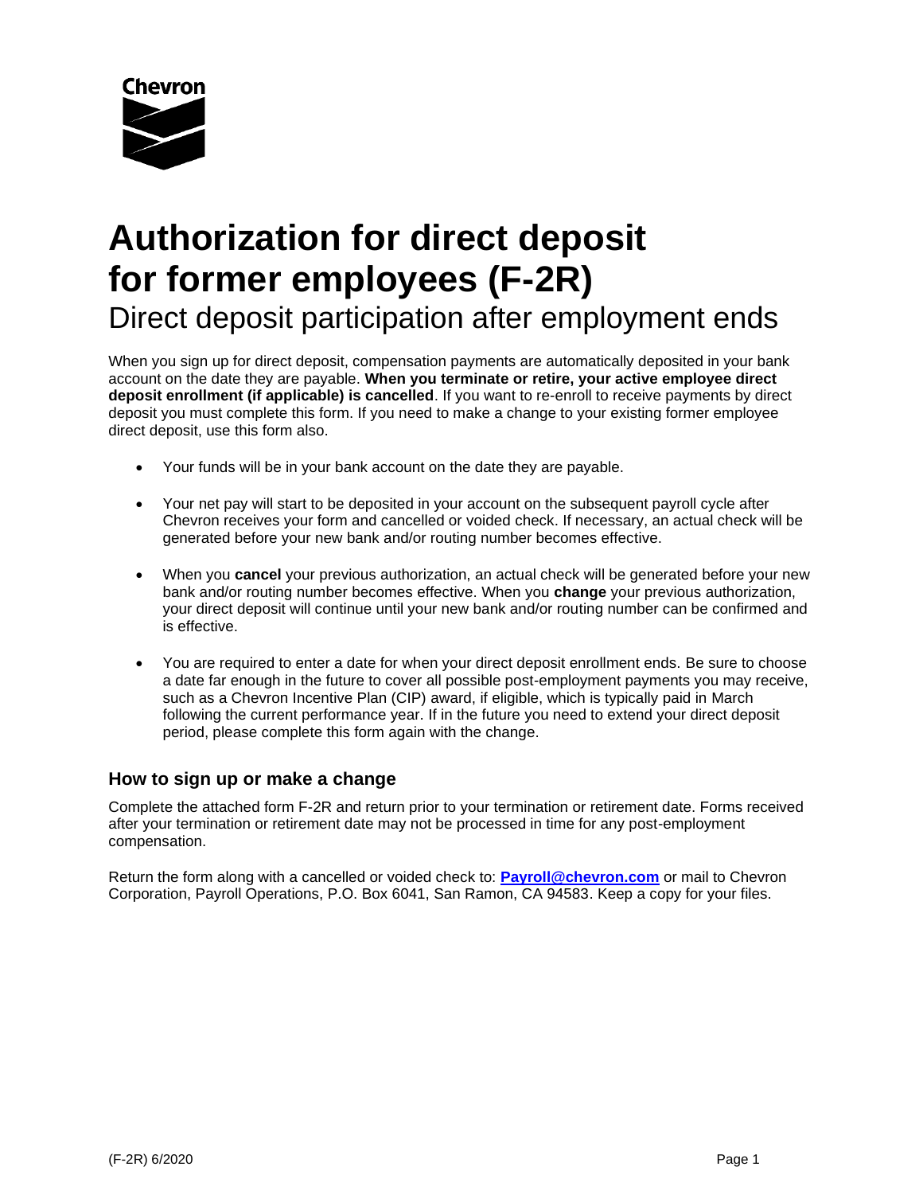Chevron

# Authorization for direct deposit for former employees (F-2R)

## Direct deposit participation after employment ends

When you sign up for direct deposit, compensation payments are automatically deposited in your bank account on the date they are payable. **When you terminate or retire, your active employee direct deposit enrollment (if applicable) is cancelled**. If you want to re-enroll to receive payments by direct deposit you must complete this form. If you need to make a change to your existing former employee direct deposit, use this form also.

- Your funds will be in your bank account on the date they are payable.
- Your net pay will start to be deposited in your account on the subsequent payroll cycle after Chevron receives your form and cancelled or voided check. If necessary, an actual check will be generated before your new bank and/or routing number becomes effective.
- When you **cancel** your previous authorization, an actual check will be generated before your new bank and/or routing number becomes effective. When you **change** your previous authorization, your direct deposit will continue until your new bank and/or routing number can be confirmed and is effective.
- You are required to enter a date for when your direct deposit enrollment ends. Be sure to choose a date far enough in the future to cover all possible post-employment payments you may receive, such as a Chevron Incentive Plan (CIP) award, if eligible, which is typically paid in March following the current performance year. If in the future you need to extend your direct deposit period, please complete this form again with the change.

### How to sign up or make a change

Complete the attached form F-2R and return prior to your termination or retirement date. Forms received after your termination or retirement date may not be processed in time for any post-employment compensation.

Return the form along with a cancelled or voided check to: **Payroll@chevron.com** or mail to Chevron Corporation, Payroll Operations, P.O. Box 6041, San Ramon, CA 94583. Keep a copy for your files.

(F-2R) 6/2020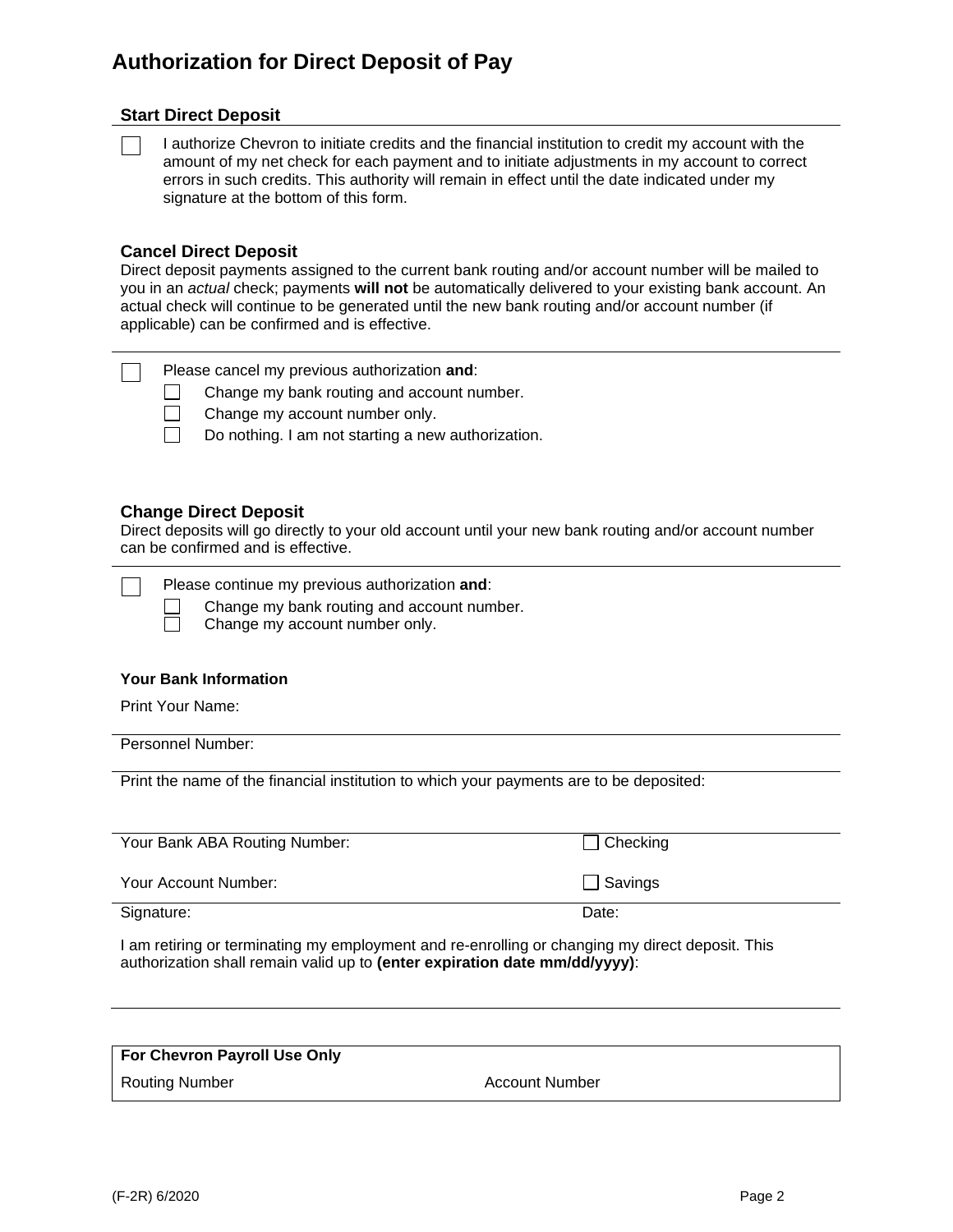# Authorization for Direct Deposit of Pay

### Start Direct Deposit

☐ I authorize Chevron to initiate credits and the financial institution to credit my account with the amount of my net check for each payment and to initiate adjustments in my account to correct errors in such credits. This authority will remain in effect until the date indicated under my signature at the bottom of this form.

### Cancel Direct Deposit

Direct deposit payments assigned to the current bank routing and/or account number will be mailed to you in an *actual* check; payments **will not** be automatically delivered to your existing bank account. An actual check will continue to be generated until the new bank routing and/or account number (if applicable) can be confirmed and is effective.

☐ Please cancel my previous authorization **and**:

- ☐ Change my bank routing and account number.
- ☐ Change my account number only.
- ☐ Do nothing. I am not starting a new authorization.

### Change Direct Deposit

Direct deposits will go directly to your old account until your new bank routing and/or account number can be confirmed and is effective.

☐ Please continue my previous authorization **and**:

- ☐ Change my bank routing and account number.
- ☐ Change my account number only.

#### Your Bank Information

Print Your Name:

Personnel Number:

Print the name of the financial institution to which your payments are to be deposited:

Your Bank ABA Routing Number: ☐ Checking

Your Account Number: ☐ Savings

Signature: Date:

I am retiring or terminating my employment and re-enrolling or changing my direct deposit. This authorization shall remain valid up to **(enter expiration date mm/dd/yyyy)**:

| **For Chevron Payroll Use Only** | |
| --- | --- |
| Routing Number | Account Number |

(F-2R) 6/2020